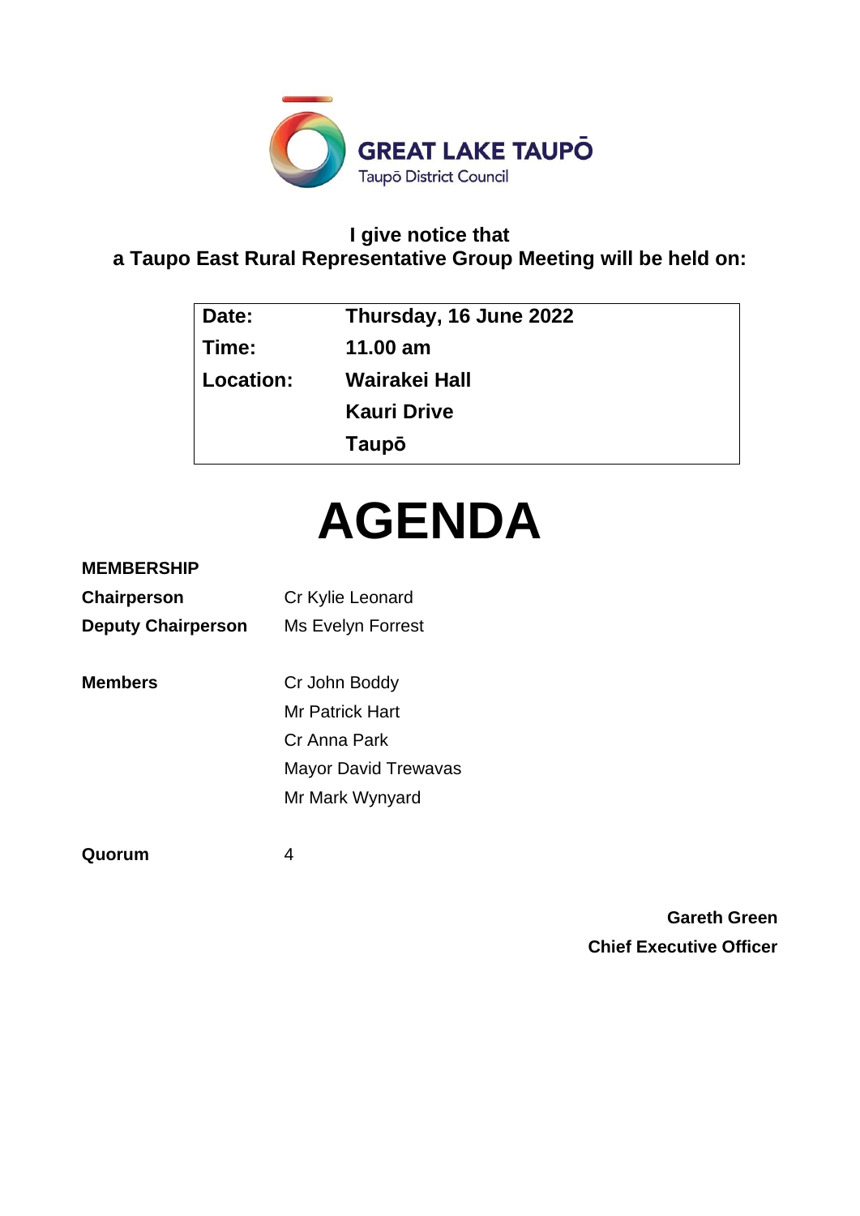GREAT LAKE TAUPŌ
Taupō District Council

**I give notice that**
**a Taupo East Rural Representative Group Meeting will be held on:**

| | |
|---|---|
| **Date:** | **Thursday, 16 June 2022** |
| **Time:** | **11.00 am** |
| **Location:** | **Wairakei Hall** |
| | **Kauri Drive** |
| | **Taupō** |

# AGENDA

**MEMBERSHIP**

| | |
|---|---|
| **Chairperson** | Cr Kylie Leonard |
| **Deputy Chairperson** | Ms Evelyn Forrest |
| | |
| **Members** | Cr John Boddy |
| | Mr Patrick Hart |
| | Cr Anna Park |
| | Mayor David Trewavas |
| | Mr Mark Wynyard |
| | |
| **Quorum** | 4 |

**Gareth Green**
**Chief Executive Officer**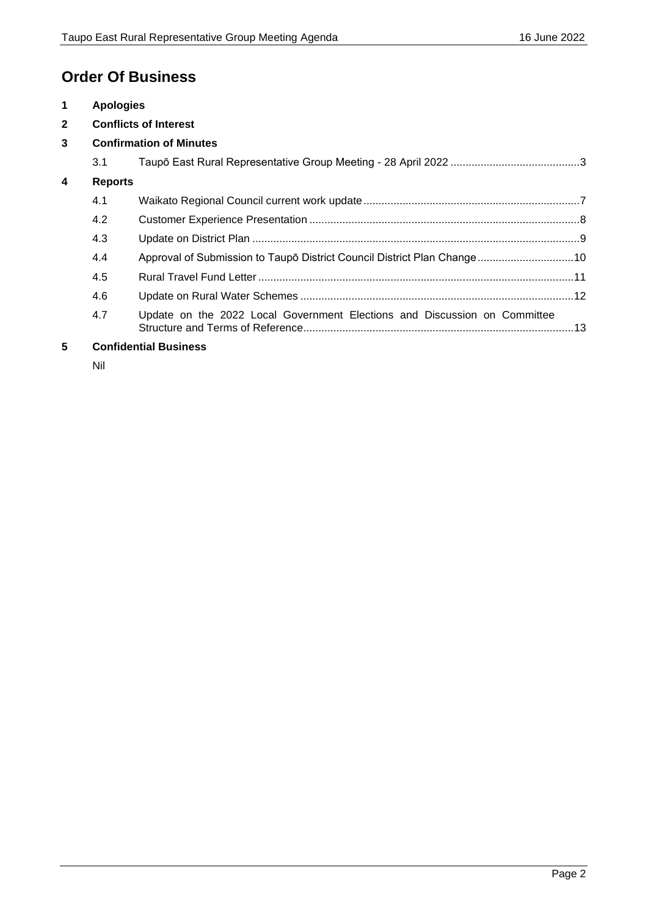# Order Of Business

**1 Apologies**

**2 Conflicts of Interest**

**3 Confirmation of Minutes**

3.1 Taupō East Rural Representative Group Meeting - 28 April 2022 .......... 3

**4 Reports**

4.1 Waikato Regional Council current work update .......... 7

4.2 Customer Experience Presentation .......... 8

4.3 Update on District Plan .......... 9

4.4 Approval of Submission to Taupō District Council District Plan Change .......... 10

4.5 Rural Travel Fund Letter .......... 11

4.6 Update on Rural Water Schemes .......... 12

4.7 Update on the 2022 Local Government Elections and Discussion on Committee Structure and Terms of Reference .......... 13

**5 Confidential Business**

Nil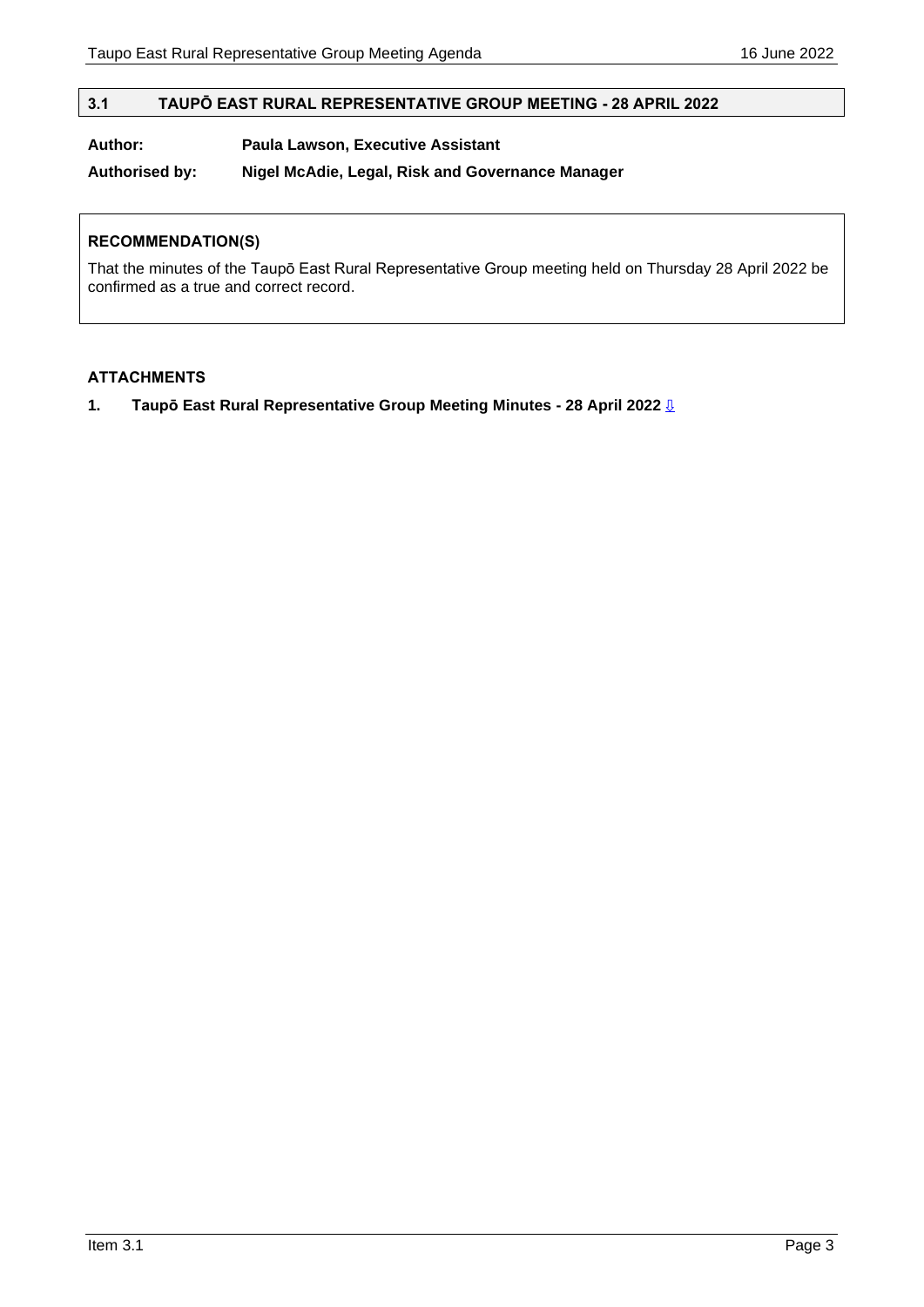## 3.1 TAUPŌ EAST RURAL REPRESENTATIVE GROUP MEETING - 28 APRIL 2022

**Author:** **Paula Lawson, Executive Assistant**

**Authorised by:** **Nigel McAdie, Legal, Risk and Governance Manager**

### RECOMMENDATION(S)

That the minutes of the Taupō East Rural Representative Group meeting held on Thursday 28 April 2022 be confirmed as a true and correct record.

### ATTACHMENTS

1. **Taupō East Rural Representative Group Meeting Minutes - 28 April 2022** ⇩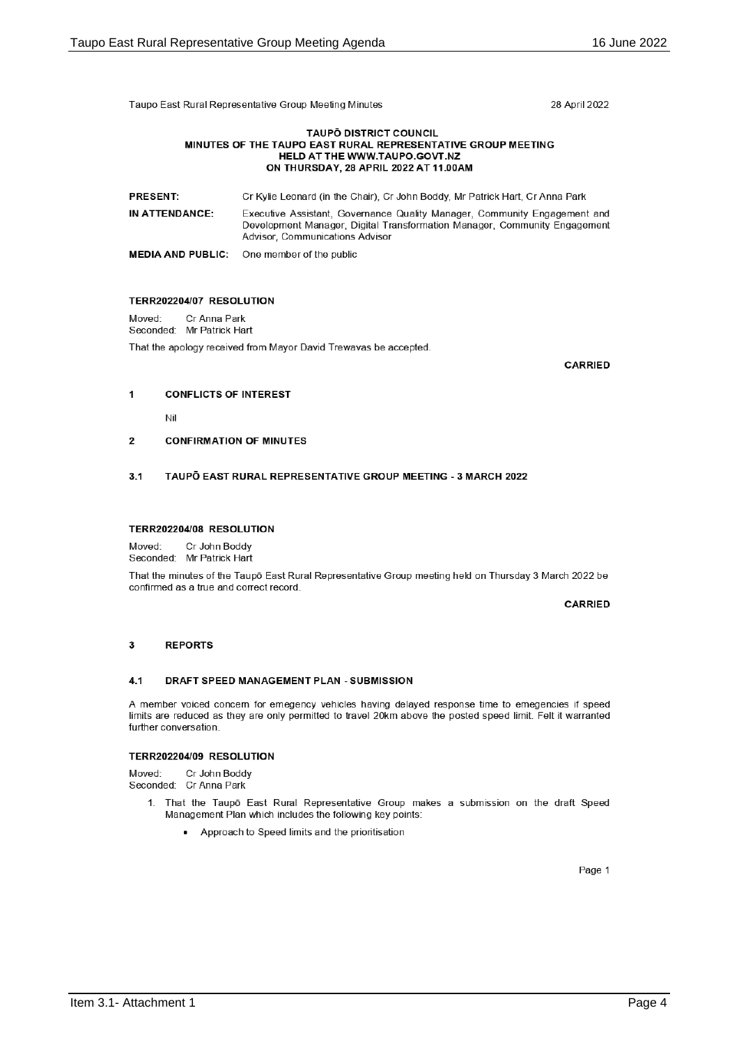**TAUPŌ DISTRICT COUNCIL**
**MINUTES OF THE TAUPO EAST RURAL REPRESENTATIVE GROUP MEETING**
**HELD AT THE WWW.TAUPO.GOVT.NZ**
**ON THURSDAY, 28 APRIL 2022 AT 11.00AM**

| | |
|---|---|
| **PRESENT:** | Cr Kylie Leonard (in the Chair), Cr John Boddy, Mr Patrick Hart, Cr Anna Park |
| **IN ATTENDANCE:** | Executive Assistant, Governance Quality Manager, Community Engagement and Development Manager, Digital Transformation Manager, Community Engagement Advisor, Communications Advisor |
| **MEDIA AND PUBLIC:** | One member of the public |

**TERR202204/07 RESOLUTION**

Moved: Cr Anna Park
Seconded: Mr Patrick Hart

That the apology received from Mayor David Trewavas be accepted.

**CARRIED**

## 1 CONFLICTS OF INTEREST

Nil

## 2 CONFIRMATION OF MINUTES

### 3.1 TAUPŌ EAST RURAL REPRESENTATIVE GROUP MEETING - 3 MARCH 2022

**TERR202204/08 RESOLUTION**

Moved: Cr John Boddy
Seconded: Mr Patrick Hart

That the minutes of the Taupō East Rural Representative Group meeting held on Thursday 3 March 2022 be confirmed as a true and correct record.

**CARRIED**

## 3 REPORTS

### 4.1 DRAFT SPEED MANAGEMENT PLAN - SUBMISSION

A member voiced concern for emegency vehicles having delayed response time to emegencies if speed limits are reduced as they are only permitted to travel 20km above the posted speed limit. Felt it warranted further conversation.

**TERR202204/09 RESOLUTION**

Moved: Cr John Boddy
Seconded: Cr Anna Park

1. That the Taupō East Rural Representative Group makes a submission on the draft Speed Management Plan which includes the following key points:
   - Approach to Speed limits and the prioritisation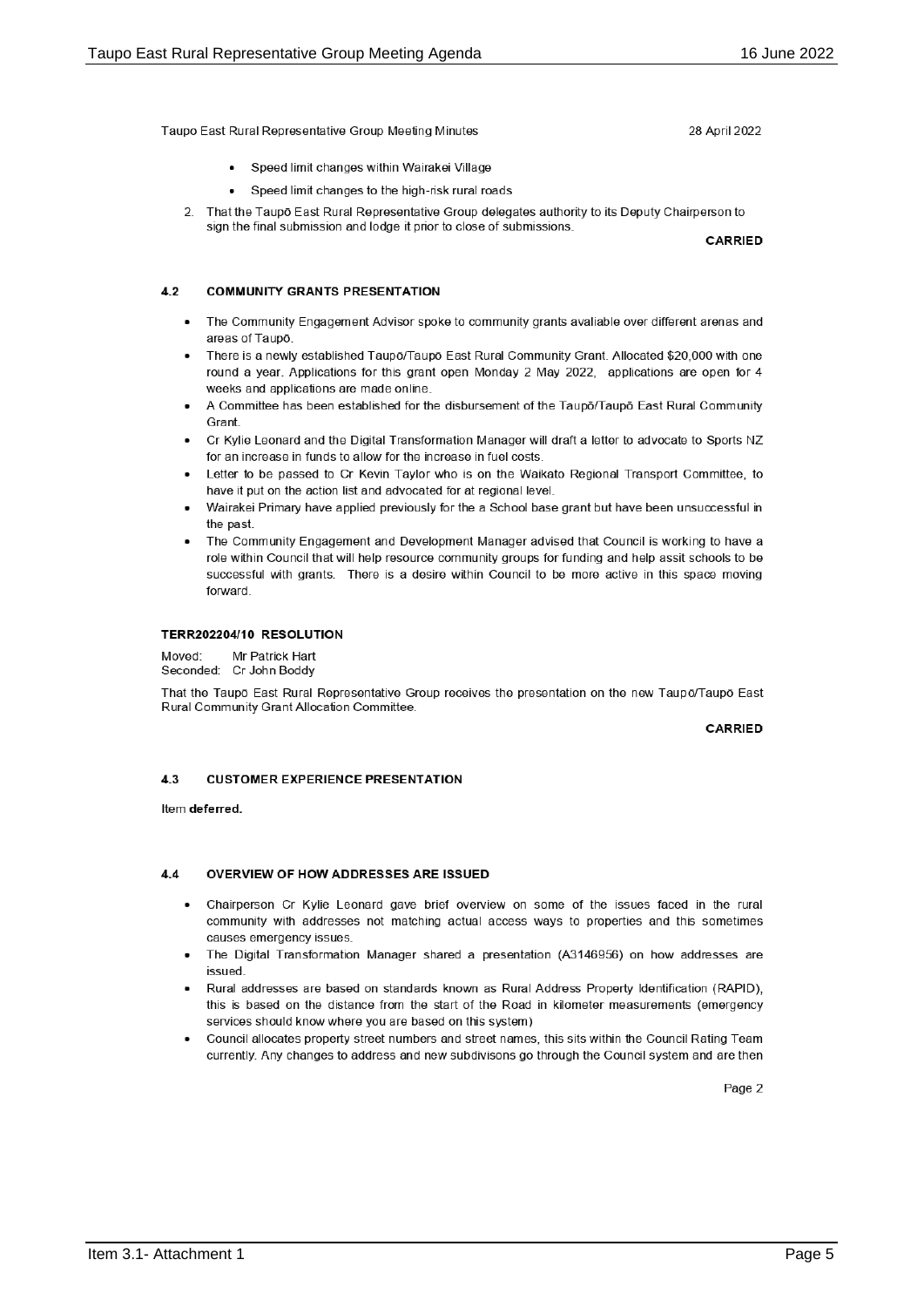- Speed limit changes within Wairakei Village
- Speed limit changes to the high-risk rural roads

2. That the Taupō East Rural Representative Group delegates authority to its Deputy Chairperson to sign the final submission and lodge it prior to close of submissions.

**CARRIED**

### 4.2 COMMUNITY GRANTS PRESENTATION

- The Community Engagement Advisor spoke to community grants avaliable over different arenas and areas of Taupō.
- There is a newly established Taupō/Taupō East Rural Community Grant. Allocated $20,000 with one round a year. Applications for this grant open Monday 2 May 2022, applications are open for 4 weeks and applications are made online.
- A Committee has been established for the disbursement of the Taupō/Taupō East Rural Community Grant.
- Cr Kylie Leonard and the Digital Transformation Manager will draft a letter to advocate to Sports NZ for an increase in funds to allow for the increase in fuel costs.
- Letter to be passed to Cr Kevin Taylor who is on the Waikato Regional Transport Committee, to have it put on the action list and advocated for at regional level.
- Wairakei Primary have applied previously for the a School base grant but have been unsuccessful in the past.
- The Community Engagement and Development Manager advised that Council is working to have a role within Council that will help resource community groups for funding and help assit schools to be successful with grants. There is a desire within Council to be more active in this space moving forward.

**TERR202204/10 RESOLUTION**

Moved: Mr Patrick Hart
Seconded: Cr John Boddy

That the Taupō East Rural Representative Group receives the presentation on the new Taupō/Taupō East Rural Community Grant Allocation Committee.

**CARRIED**

### 4.3 CUSTOMER EXPERIENCE PRESENTATION

Item **deferred.**

### 4.4 OVERVIEW OF HOW ADDRESSES ARE ISSUED

- Chairperson Cr Kylie Leonard gave brief overview on some of the issues faced in the rural community with addresses not matching actual access ways to properties and this sometimes causes emergency issues.
- The Digital Transformation Manager shared a presentation (A3146956) on how addresses are issued.
- Rural addresses are based on standards known as Rural Address Property Identification (RAPID), this is based on the distance from the start of the Road in kilometer measurements (emergency services should know where you are based on this system)
- Council allocates property street numbers and street names, this sits within the Council Rating Team currently. Any changes to address and new subdivisons go through the Council system and are then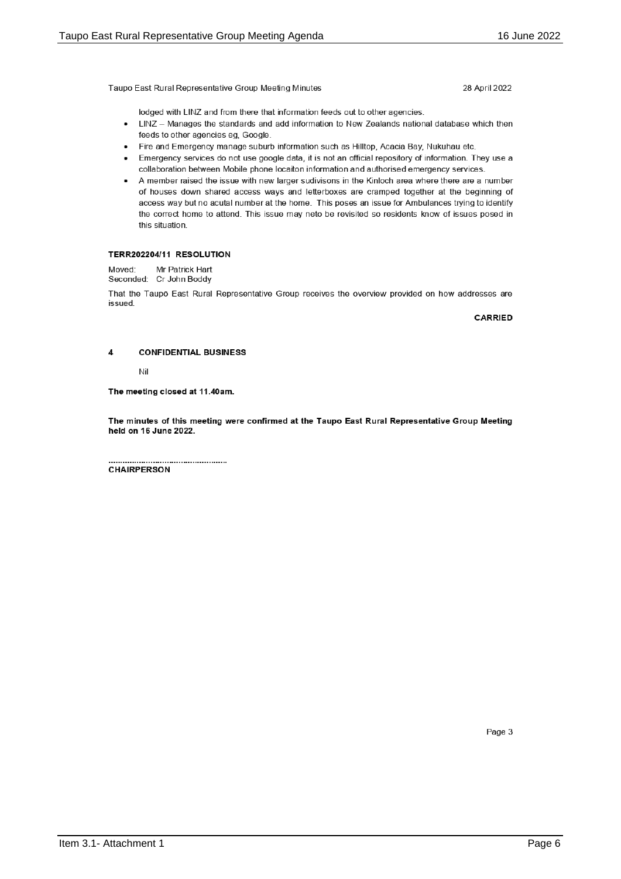lodged with LINZ and from there that information feeds out to other agencies.

- LINZ – Manages the standards and add information to New Zealands national database which then feeds to other agencies eg, Google.
- Fire and Emergency manage suburb information such as Hilltop, Acacia Bay, Nukuhau etc.
- Emergency services do not use google data, it is not an official repository of information. They use a collaboration between Mobile phone locaiton information and authorised emergency services.
- A member raised the issue with new larger sudivisons in the Kinloch area where there are a number of houses down shared access ways and letterboxes are cramped together at the beginning of access way but no acutal number at the home. This poses an issue for Ambulances trying to identify the correct home to attend. This issue may neto be revisited so residents know of issues posed in this situation.

**TERR202204/11 RESOLUTION**

Moved: Mr Patrick Hart
Seconded: Cr John Boddy

That the Taupō East Rural Representative Group receives the overview provided on how addresses are issued.

**CARRIED**

## 4 CONFIDENTIAL BUSINESS

Nil

**The meeting closed at 11.40am.**

**The minutes of this meeting were confirmed at the Taupo East Rural Representative Group Meeting held on 16 June 2022.**

...................................................
**CHAIRPERSON**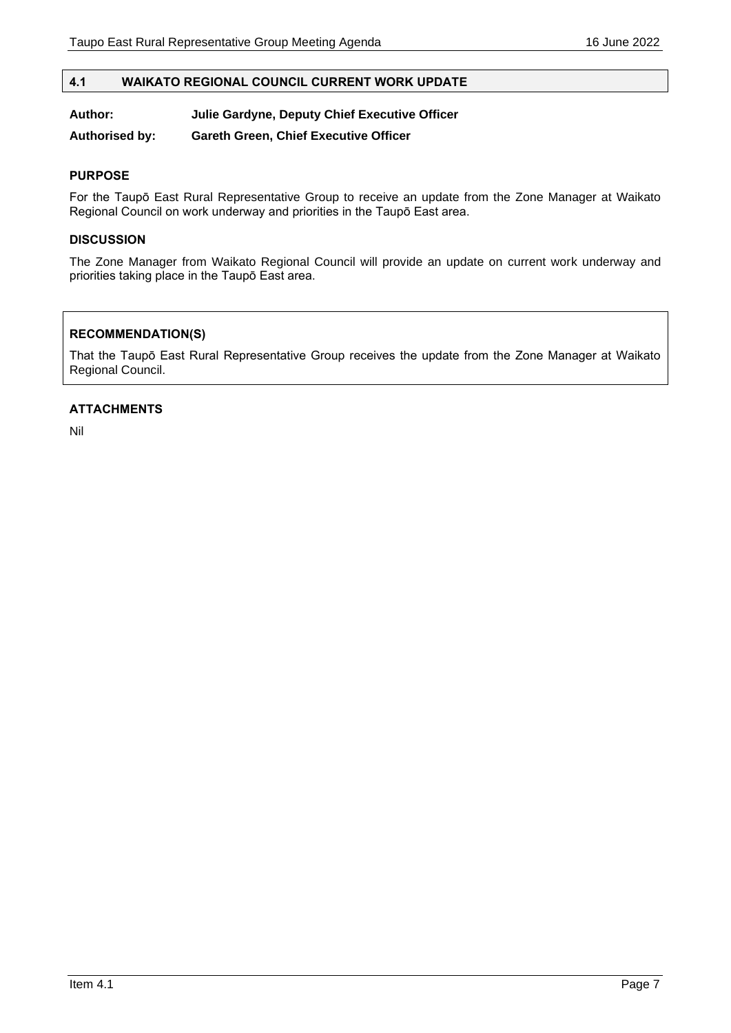## 4.1 WAIKATO REGIONAL COUNCIL CURRENT WORK UPDATE

**Author:** **Julie Gardyne, Deputy Chief Executive Officer**

**Authorised by:** **Gareth Green, Chief Executive Officer**

### PURPOSE

For the Taupō East Rural Representative Group to receive an update from the Zone Manager at Waikato Regional Council on work underway and priorities in the Taupō East area.

### DISCUSSION

The Zone Manager from Waikato Regional Council will provide an update on current work underway and priorities taking place in the Taupō East area.

### RECOMMENDATION(S)

That the Taupō East Rural Representative Group receives the update from the Zone Manager at Waikato Regional Council.

### ATTACHMENTS

Nil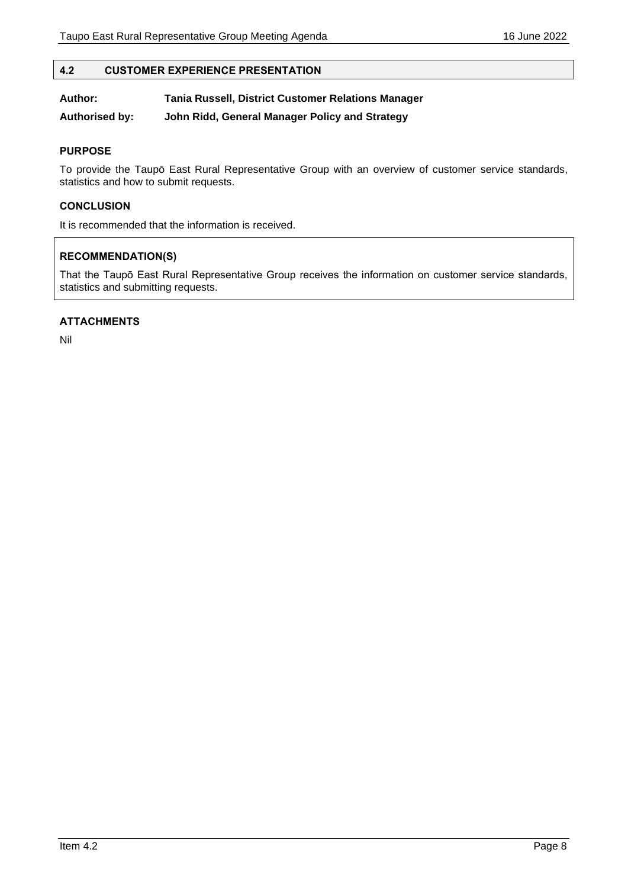## 4.2 CUSTOMER EXPERIENCE PRESENTATION

**Author:** **Tania Russell, District Customer Relations Manager**

**Authorised by:** **John Ridd, General Manager Policy and Strategy**

### PURPOSE

To provide the Taupō East Rural Representative Group with an overview of customer service standards, statistics and how to submit requests.

### CONCLUSION

It is recommended that the information is received.

### RECOMMENDATION(S)

That the Taupō East Rural Representative Group receives the information on customer service standards, statistics and submitting requests.

### ATTACHMENTS

Nil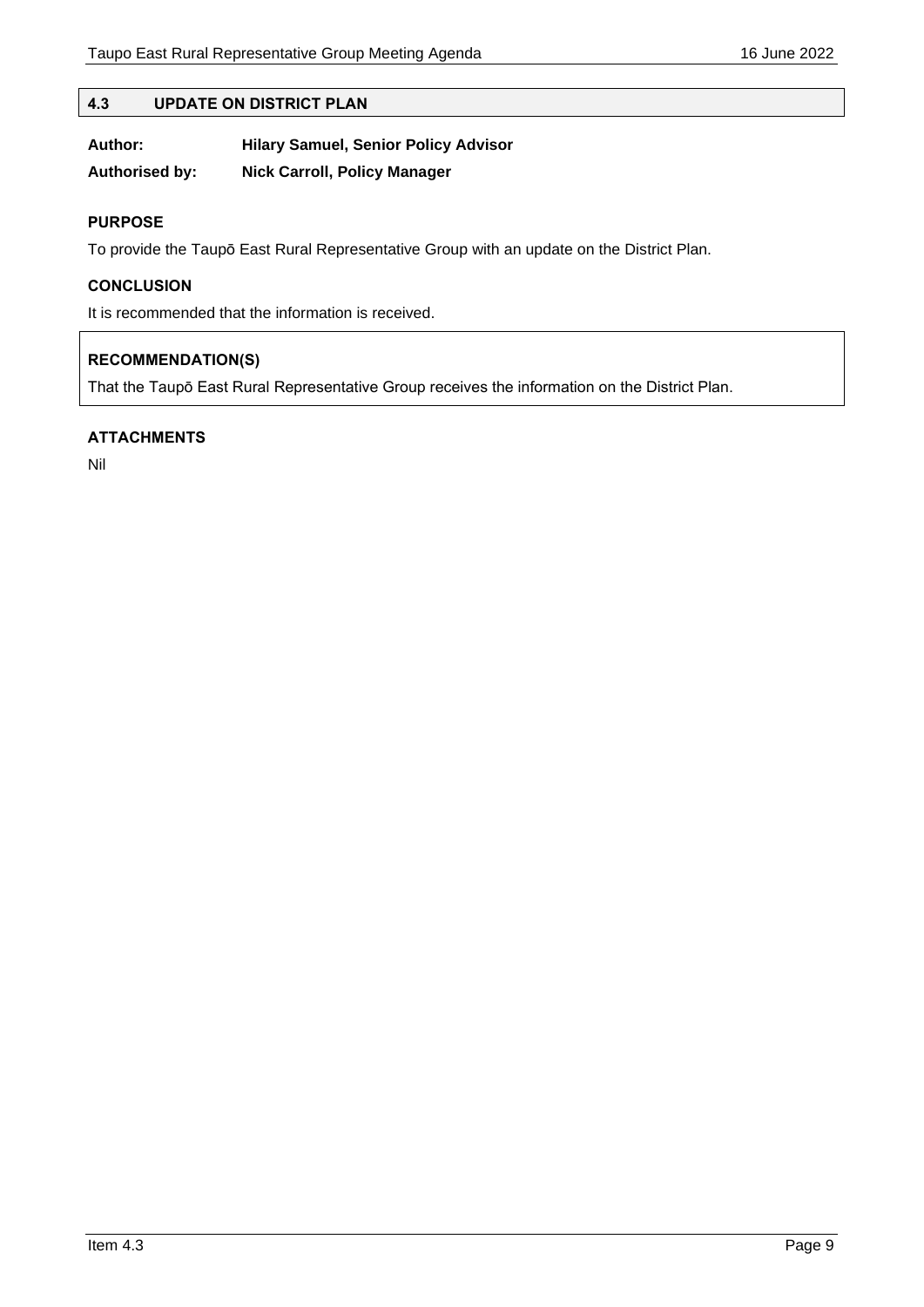## 4.3 UPDATE ON DISTRICT PLAN

**Author:** **Hilary Samuel, Senior Policy Advisor**

**Authorised by:** **Nick Carroll, Policy Manager**

### PURPOSE

To provide the Taupō East Rural Representative Group with an update on the District Plan.

### CONCLUSION

It is recommended that the information is received.

### RECOMMENDATION(S)

That the Taupō East Rural Representative Group receives the information on the District Plan.

### ATTACHMENTS

Nil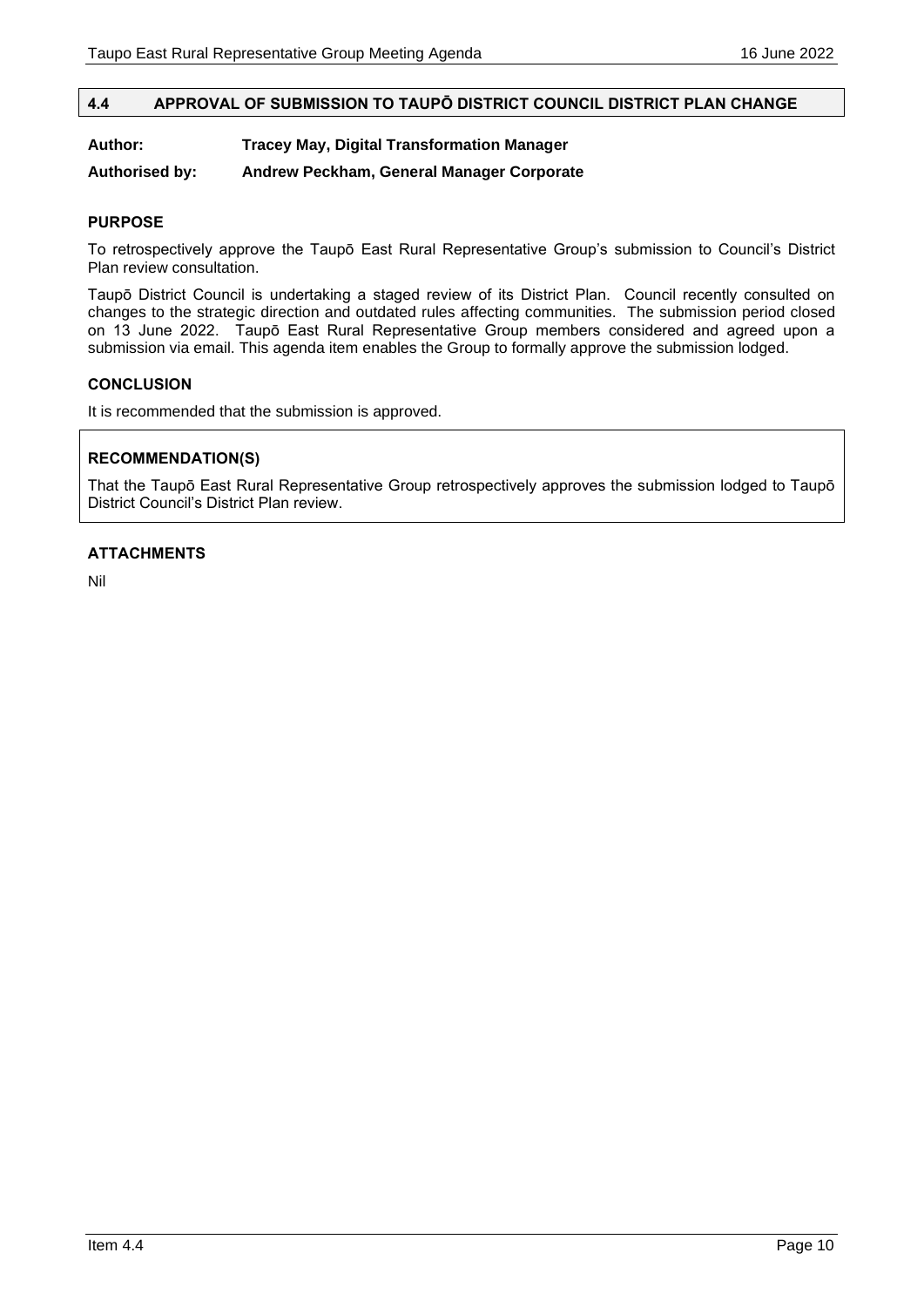## 4.4 APPROVAL OF SUBMISSION TO TAUPŌ DISTRICT COUNCIL DISTRICT PLAN CHANGE

**Author:** **Tracey May, Digital Transformation Manager**

**Authorised by:** **Andrew Peckham, General Manager Corporate**

### PURPOSE

To retrospectively approve the Taupō East Rural Representative Group's submission to Council's District Plan review consultation.

Taupō District Council is undertaking a staged review of its District Plan. Council recently consulted on changes to the strategic direction and outdated rules affecting communities. The submission period closed on 13 June 2022. Taupō East Rural Representative Group members considered and agreed upon a submission via email. This agenda item enables the Group to formally approve the submission lodged.

### CONCLUSION

It is recommended that the submission is approved.

### RECOMMENDATION(S)

That the Taupō East Rural Representative Group retrospectively approves the submission lodged to Taupō District Council's District Plan review.

### ATTACHMENTS

Nil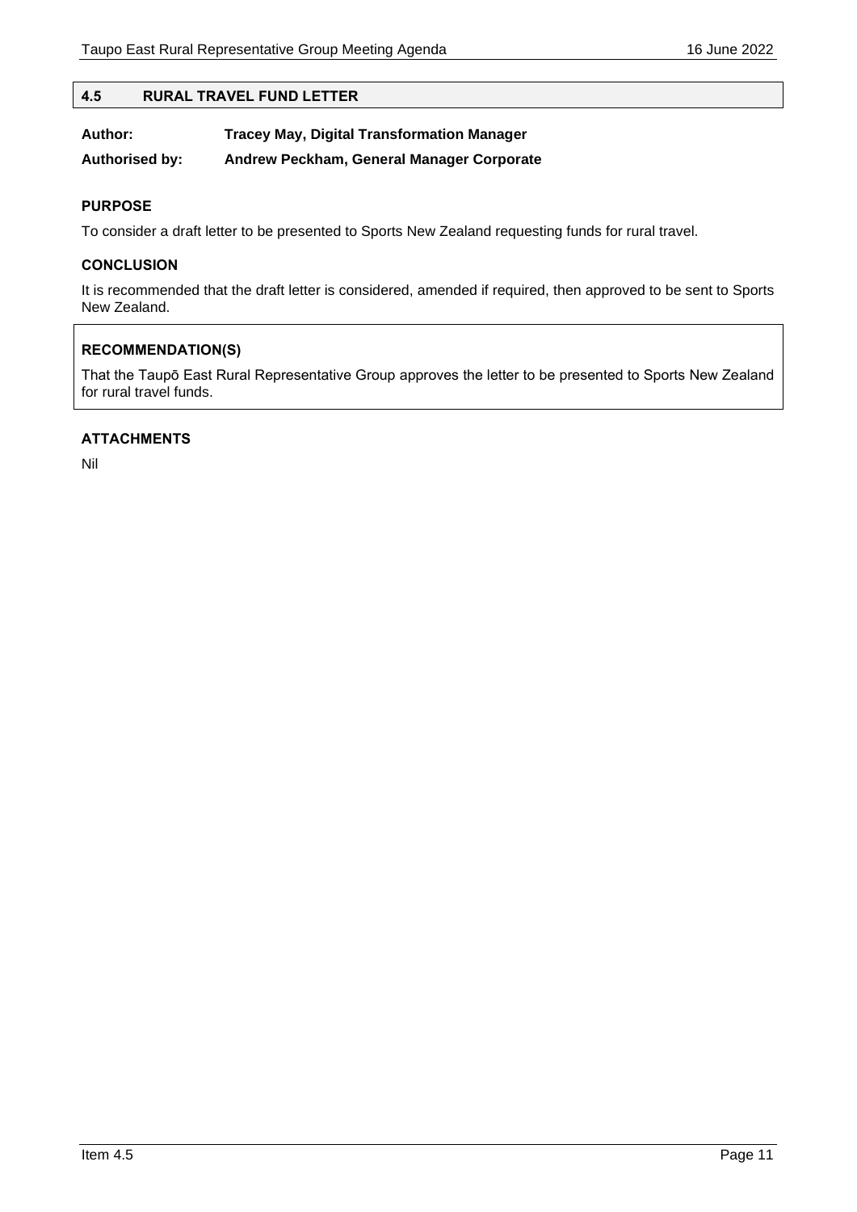## 4.5 RURAL TRAVEL FUND LETTER

**Author:** **Tracey May, Digital Transformation Manager**

**Authorised by:** **Andrew Peckham, General Manager Corporate**

### PURPOSE

To consider a draft letter to be presented to Sports New Zealand requesting funds for rural travel.

### CONCLUSION

It is recommended that the draft letter is considered, amended if required, then approved to be sent to Sports New Zealand.

### RECOMMENDATION(S)

That the Taupō East Rural Representative Group approves the letter to be presented to Sports New Zealand for rural travel funds.

### ATTACHMENTS

Nil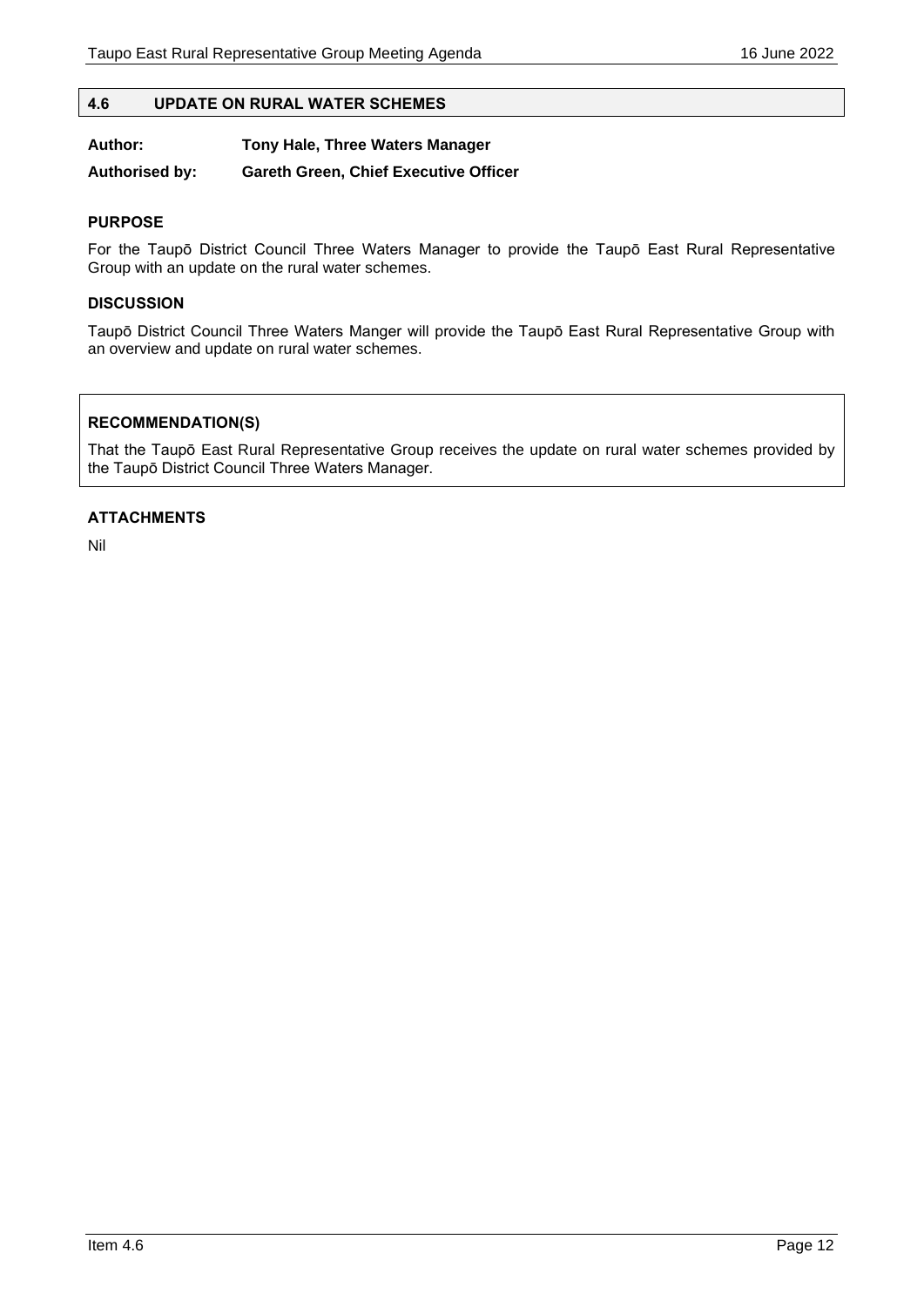## 4.6 UPDATE ON RURAL WATER SCHEMES

**Author:** Tony Hale, Three Waters Manager

**Authorised by:** Gareth Green, Chief Executive Officer

### PURPOSE

For the Taupō District Council Three Waters Manager to provide the Taupō East Rural Representative Group with an update on the rural water schemes.

### DISCUSSION

Taupō District Council Three Waters Manger will provide the Taupō East Rural Representative Group with an overview and update on rural water schemes.

### RECOMMENDATION(S)

That the Taupō East Rural Representative Group receives the update on rural water schemes provided by the Taupō District Council Three Waters Manager.

### ATTACHMENTS

Nil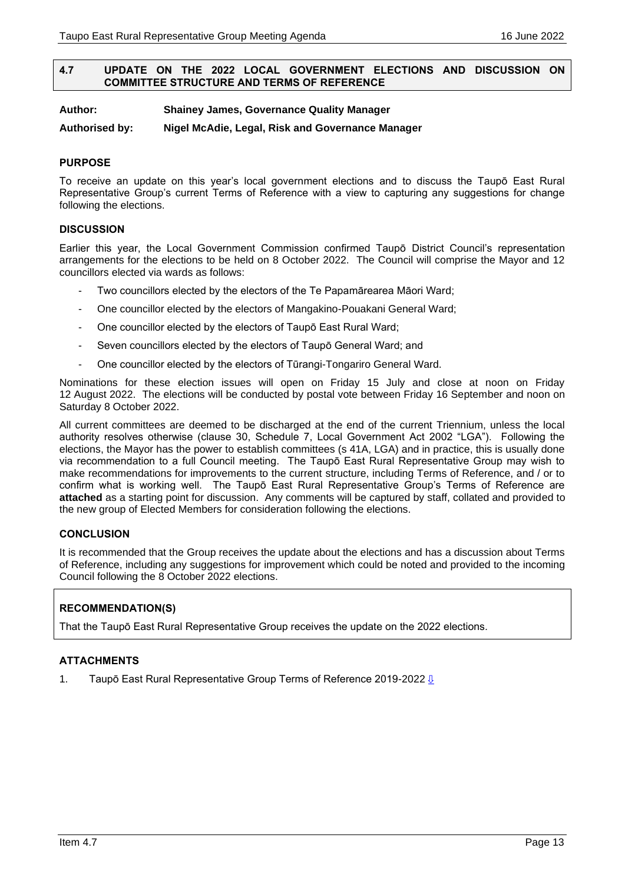## 4.7 UPDATE ON THE 2022 LOCAL GOVERNMENT ELECTIONS AND DISCUSSION ON COMMITTEE STRUCTURE AND TERMS OF REFERENCE

**Author: Shainey James, Governance Quality Manager**

**Authorised by: Nigel McAdie, Legal, Risk and Governance Manager**

### PURPOSE

To receive an update on this year's local government elections and to discuss the Taupō East Rural Representative Group's current Terms of Reference with a view to capturing any suggestions for change following the elections.

### DISCUSSION

Earlier this year, the Local Government Commission confirmed Taupō District Council's representation arrangements for the elections to be held on 8 October 2022. The Council will comprise the Mayor and 12 councillors elected via wards as follows:

- Two councillors elected by the electors of the Te Papamārearea Māori Ward;
- One councillor elected by the electors of Mangakino-Pouakani General Ward;
- One councillor elected by the electors of Taupō East Rural Ward;
- Seven councillors elected by the electors of Taupō General Ward; and
- One councillor elected by the electors of Tūrangi-Tongariro General Ward.

Nominations for these election issues will open on Friday 15 July and close at noon on Friday 12 August 2022. The elections will be conducted by postal vote between Friday 16 September and noon on Saturday 8 October 2022.

All current committees are deemed to be discharged at the end of the current Triennium, unless the local authority resolves otherwise (clause 30, Schedule 7, Local Government Act 2002 "LGA"). Following the elections, the Mayor has the power to establish committees (s 41A, LGA) and in practice, this is usually done via recommendation to a full Council meeting. The Taupō East Rural Representative Group may wish to make recommendations for improvements to the current structure, including Terms of Reference, and / or to confirm what is working well. The Taupō East Rural Representative Group's Terms of Reference are **attached** as a starting point for discussion. Any comments will be captured by staff, collated and provided to the new group of Elected Members for consideration following the elections.

### CONCLUSION

It is recommended that the Group receives the update about the elections and has a discussion about Terms of Reference, including any suggestions for improvement which could be noted and provided to the incoming Council following the 8 October 2022 elections.

### RECOMMENDATION(S)

That the Taupō East Rural Representative Group receives the update on the 2022 elections.

### ATTACHMENTS

1. Taupō East Rural Representative Group Terms of Reference 2019-2022 ⇩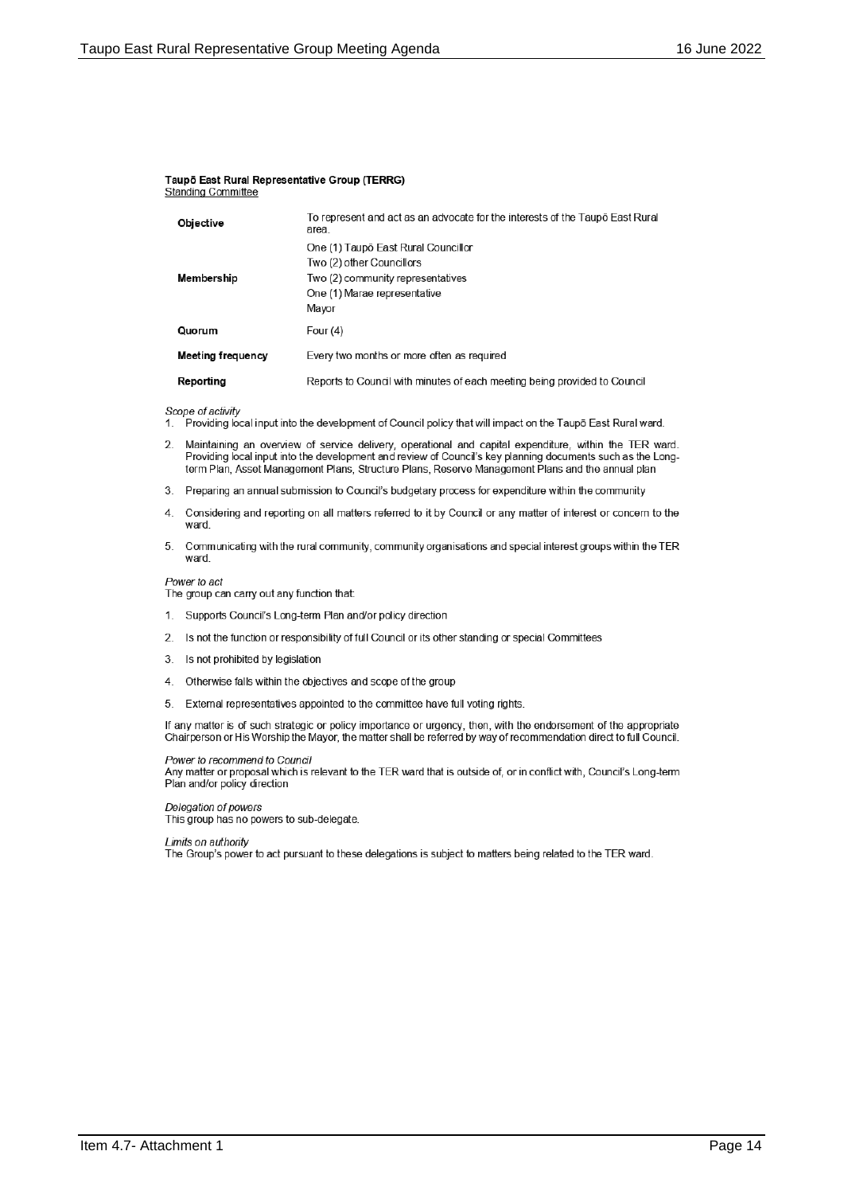**Taupō East Rural Representative Group (TERRG)**
Standing Committee

| | |
|---|---|
| **Objective** | To represent and act as an advocate for the interests of the Taupō East Rural area. |
| **Membership** | One (1) Taupō East Rural Councillor<br>Two (2) other Councillors<br>Two (2) community representatives<br>One (1) Marae representative<br>Mayor |
| **Quorum** | Four (4) |
| **Meeting frequency** | Every two months or more often as required |
| **Reporting** | Reports to Council with minutes of each meeting being provided to Council |

*Scope of activity*

1. Providing local input into the development of Council policy that will impact on the Taupō East Rural ward.
2. Maintaining an overview of service delivery, operational and capital expenditure, within the TER ward. Providing local input into the development and review of Council's key planning documents such as the Long-term Plan, Asset Management Plans, Structure Plans, Reserve Management Plans and the annual plan
3. Preparing an annual submission to Council's budgetary process for expenditure within the community
4. Considering and reporting on all matters referred to it by Council or any matter of interest or concern to the ward.
5. Communicating with the rural community, community organisations and special interest groups within the TER ward.

*Power to act*

The group can carry out any function that:

1. Supports Council's Long-term Plan and/or policy direction
2. Is not the function or responsibility of full Council or its other standing or special Committees
3. Is not prohibited by legislation
4. Otherwise falls within the objectives and scope of the group
5. External representatives appointed to the committee have full voting rights.

If any matter is of such strategic or policy importance or urgency, then, with the endorsement of the appropriate Chairperson or His Worship the Mayor, the matter shall be referred by way of recommendation direct to full Council.

*Power to recommend to Council*

Any matter or proposal which is relevant to the TER ward that is outside of, or in conflict with, Council's Long-term Plan and/or policy direction

*Delegation of powers*

This group has no powers to sub-delegate.

*Limits on authority*

The Group's power to act pursuant to these delegations is subject to matters being related to the TER ward.